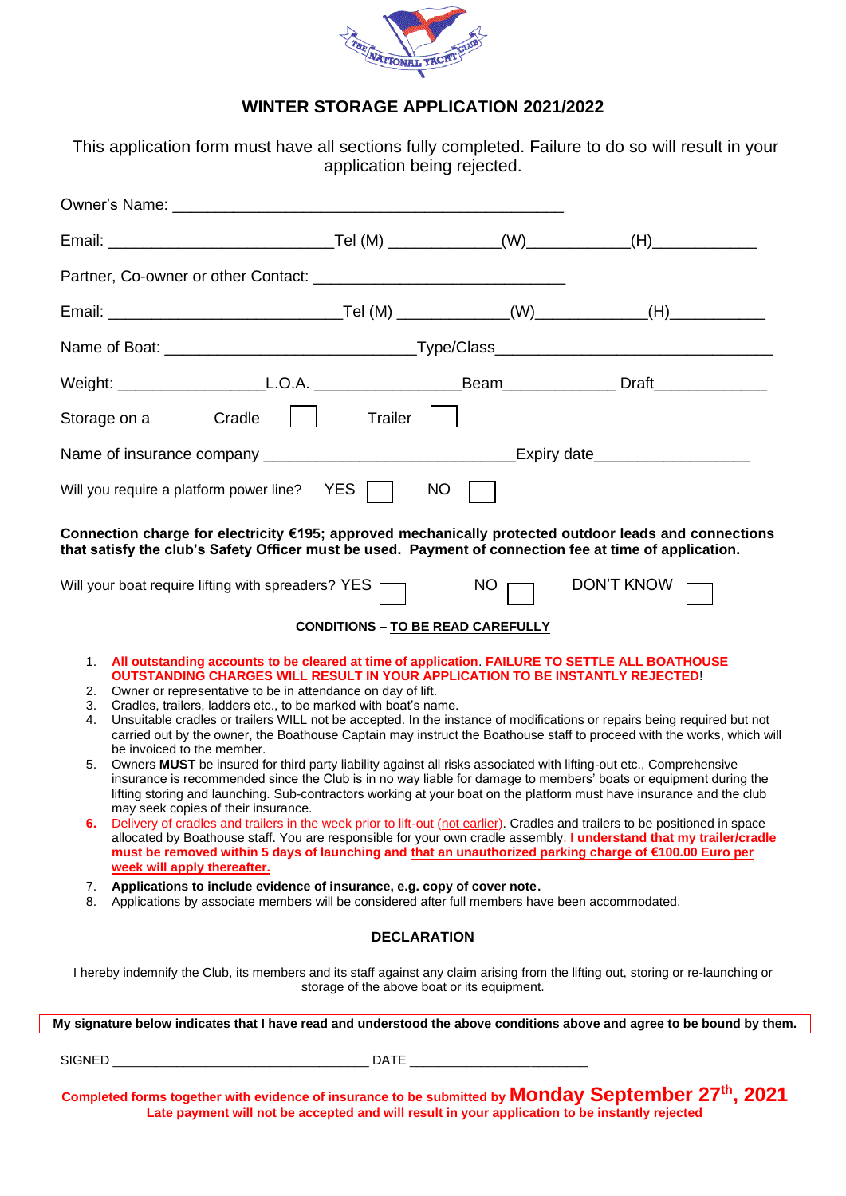## WINTER STORAGE APPLICATION 2021/2022

This application form must have all sections fully completed. Failure to do so will result in your application being rejected.

Owner's Name: ______________________________________________

Email: __________________________Tel (M) ____________(W)___________(H)___________

Partner, Co-owner or other Contact: _____________________________

Email: ___________________________Tel (M) ____________(W)____________(H)__________

Name of Boat: ____________________________Type/Class______________________________

Weight: ________________L.O.A. ________________Beam____________ Draft____________

Storage on a Cradle ☐ Trailer ☐

Name of insurance company ____________________________Expiry date_________________

Will you require a platform power line? YES ☐ NO ☐

**Connection charge for electricity €195; approved mechanically protected outdoor leads and connections that satisfy the club's Safety Officer must be used. Payment of connection fee at time of application.**

Will your boat require lifting with spreaders? YES ☐ NO ☐ DON'T KNOW ☐

**CONDITIONS – TO BE READ CAREFULLY**

1. **All outstanding accounts to be cleared at time of application. FAILURE TO SETTLE ALL BOATHOUSE OUTSTANDING CHARGES WILL RESULT IN YOUR APPLICATION TO BE INSTANTLY REJECTED!**
2. Owner or representative to be in attendance on day of lift.
3. Cradles, trailers, ladders etc., to be marked with boat's name.
4. Unsuitable cradles or trailers WILL not be accepted. In the instance of modifications or repairs being required but not carried out by the owner, the Boathouse Captain may instruct the Boathouse staff to proceed with the works, which will be invoiced to the member.
5. Owners **MUST** be insured for third party liability against all risks associated with lifting-out etc., Comprehensive insurance is recommended since the Club is in no way liable for damage to members' boats or equipment during the lifting storing and launching. Sub-contractors working at your boat on the platform must have insurance and the club may seek copies of their insurance.
6. Delivery of cradles and trailers in the week prior to lift-out (not earlier). Cradles and trailers to be positioned in space allocated by Boathouse staff. You are responsible for your own cradle assembly. **I understand that my trailer/cradle must be removed within 5 days of launching and that an unauthorized parking charge of €100.00 Euro per week will apply thereafter.**
7. **Applications to include evidence of insurance, e.g. copy of cover note.**
8. Applications by associate members will be considered after full members have been accommodated.

**DECLARATION**

I hereby indemnify the Club, its members and its staff against any claim arising from the lifting out, storing or re-launching or storage of the above boat or its equipment.

**My signature below indicates that I have read and understood the above conditions above and agree to be bound by them.**

SIGNED ___________________________________ DATE ________________________

**Completed forms together with evidence of insurance to be submitted by Monday September 27th, 2021**
**Late payment will not be accepted and will result in your application to be instantly rejected**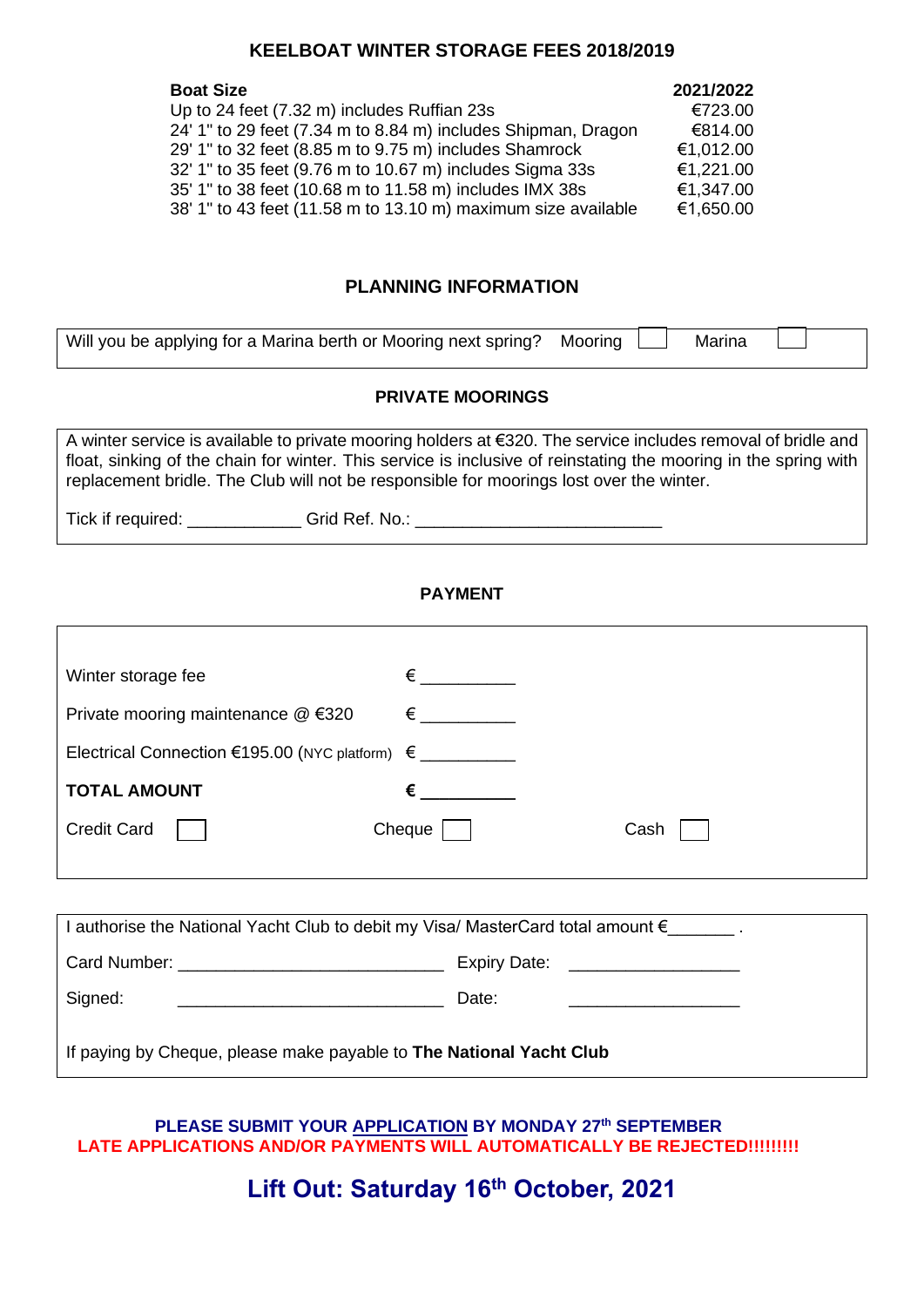## KEELBOAT WINTER STORAGE FEES 2018/2019

| Boat Size | 2021/2022 |
|---|---|
| Up to 24 feet (7.32 m) includes Ruffian 23s | €723.00 |
| 24' 1" to 29 feet (7.34 m to 8.84 m) includes Shipman, Dragon | €814.00 |
| 29' 1" to 32 feet (8.85 m to 9.75 m) includes Shamrock | €1,012.00 |
| 32' 1" to 35 feet (9.76 m to 10.67 m) includes Sigma 33s | €1,221.00 |
| 35' 1" to 38 feet (10.68 m to 11.58 m) includes IMX 38s | €1,347.00 |
| 38' 1" to 43 feet (11.58 m to 13.10 m) maximum size available | €1,650.00 |

## PLANNING INFORMATION

Will you be applying for a Marina berth or Mooring next spring? Mooring ☐ Marina ☐

## PRIVATE MOORINGS

A winter service is available to private mooring holders at €320. The service includes removal of bridle and float, sinking of the chain for winter. This service is inclusive of reinstating the mooring in the spring with replacement bridle. The Club will not be responsible for moorings lost over the winter.

Tick if required: ____________ Grid Ref. No.: __________________________

## PAYMENT

Winter storage fee € __________

Private mooring maintenance @ €320 € __________

Electrical Connection €195.00 (NYC platform) € __________

**TOTAL AMOUNT** **€ __________**

Credit Card ☐ Cheque ☐ Cash ☐

I authorise the National Yacht Club to debit my Visa/ MasterCard total amount €_______ .

Card Number: ___________________________ Expiry Date: __________________

Signed: ____________________________ Date: __________________

If paying by Cheque, please make payable to **The National Yacht Club**

**PLEASE SUBMIT YOUR APPLICATION BY MONDAY 27th SEPTEMBER**

**LATE APPLICATIONS AND/OR PAYMENTS WILL AUTOMATICALLY BE REJECTED!!!!!!!!!**

## Lift Out: Saturday 16th October, 2021